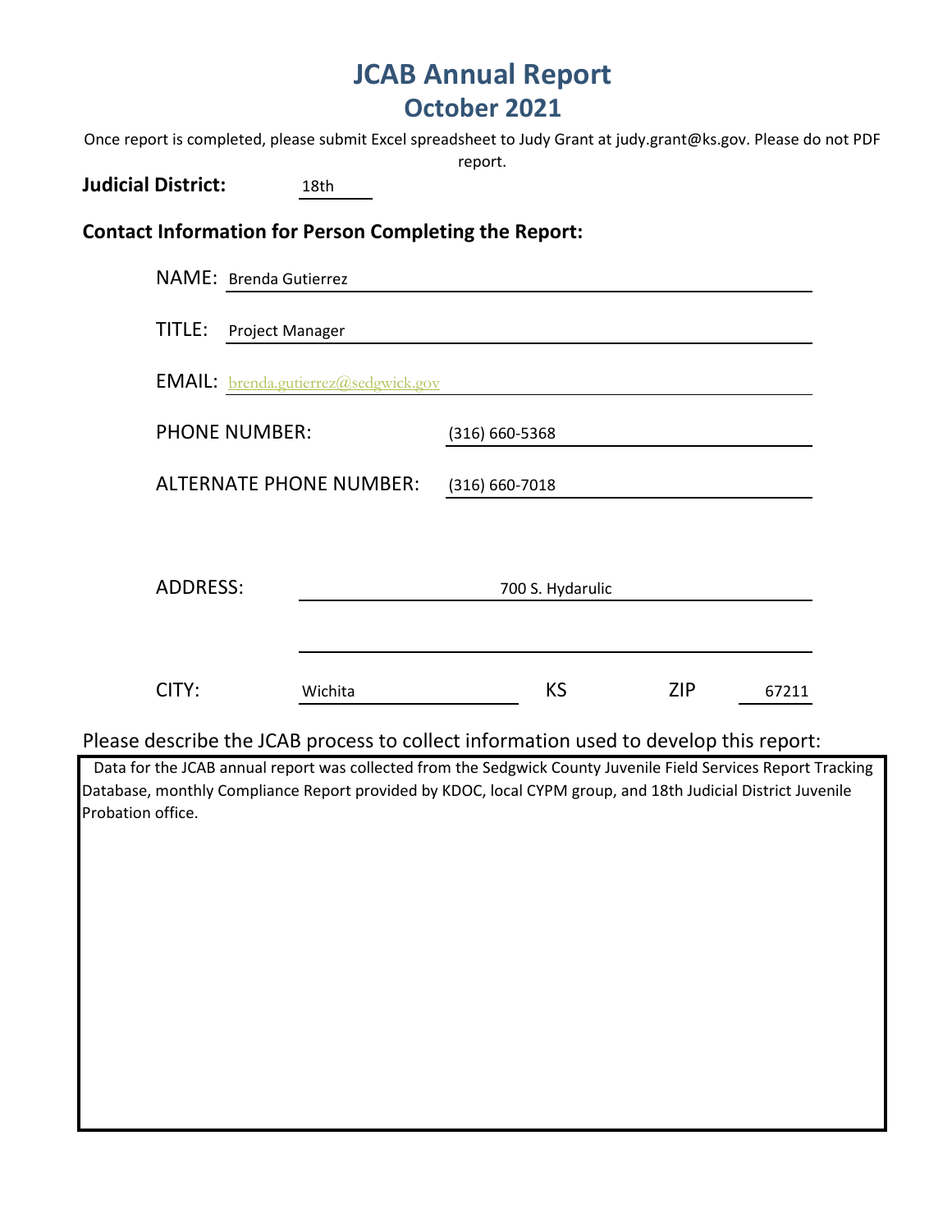# JCAB Annual Report

## October 2021

Once report is completed, please submit Excel spreadsheet to Judy Grant at judy.grant@ks.gov. Please do not PDF report.

**Judicial District:** 18th

**Contact Information for Person Completing the Report:**

NAME: Brenda Gutierrez

TITLE: Project Manager

EMAIL: brenda.gutierrez@sedgwick.gov

PHONE NUMBER: (316) 660-5368

ALTERNATE PHONE NUMBER: (316) 660-7018

ADDRESS: 700 S. Hydarulic

CITY: Wichita KS ZIP 67211

Please describe the JCAB process to collect information used to develop this report:

Data for the JCAB annual report was collected from the Sedgwick County Juvenile Field Services Report Tracking Database, monthly Compliance Report provided by KDOC, local CYPM group, and 18th Judicial District Juvenile Probation office.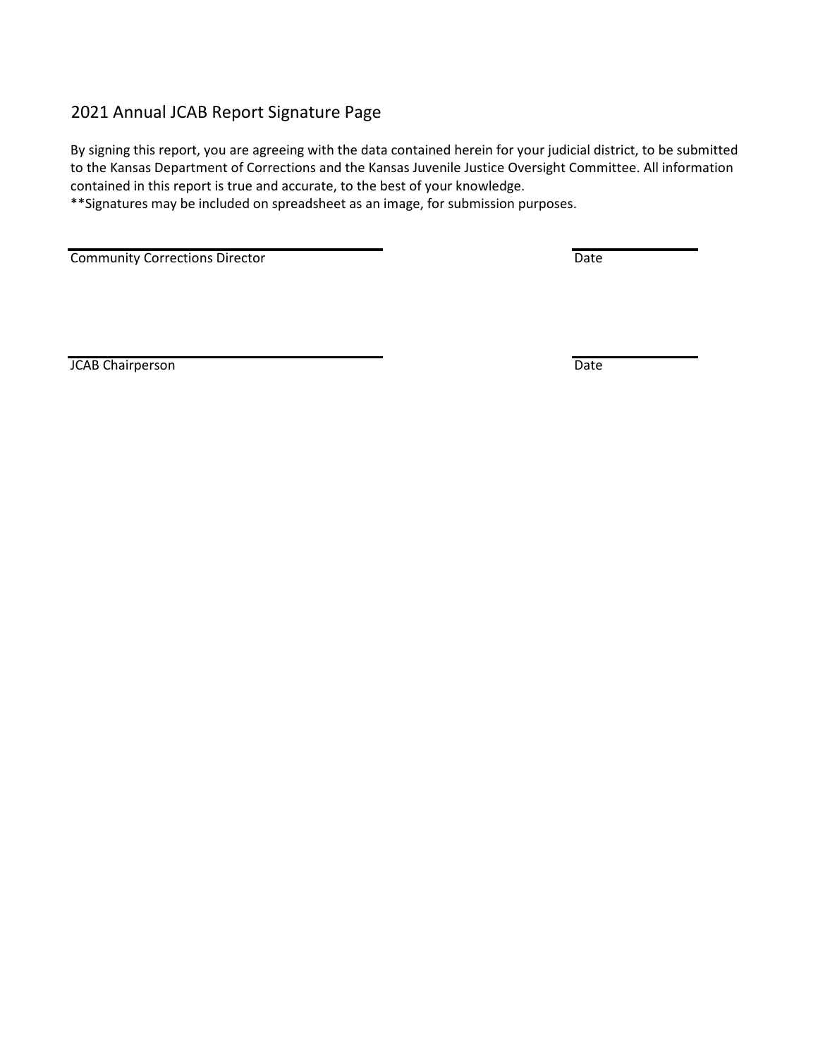## 2021 Annual JCAB Report Signature Page

By signing this report, you are agreeing with the data contained herein for your judicial district, to be submitted to the Kansas Department of Corrections and the Kansas Juvenile Justice Oversight Committee. All information contained in this report is true and accurate, to the best of your knowledge.

**Signatures may be included on spreadsheet as an image, for submission purposes.

Community Corrections Director ______________________________ Date __________

JCAB Chairperson ______________________________ Date __________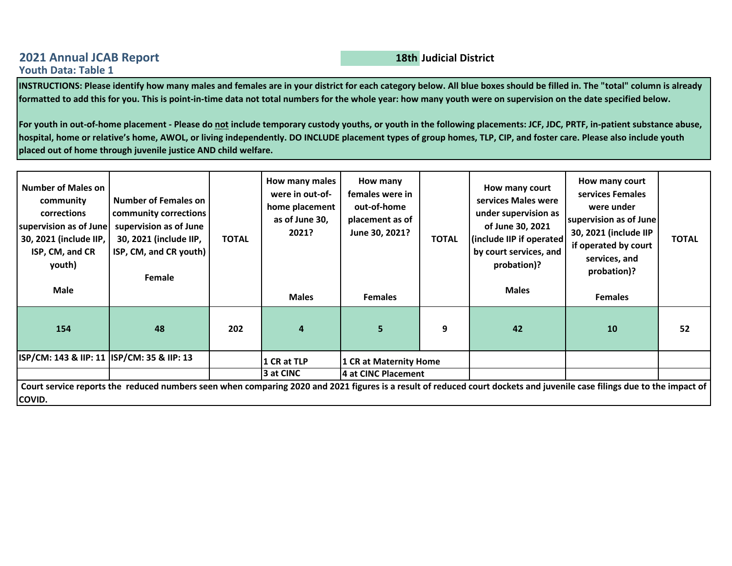## 2021 Annual JCAB Report

**18th Judicial District**

### Youth Data: Table 1

**INSTRUCTIONS: Please identify how many males and females are in your district for each category below. All blue boxes should be filled in. The "total" column is already formatted to add this for you. This is point-in-time data not total numbers for the whole year: how many youth were on supervision on the date specified below.**

**For youth in out-of-home placement - Please do not include temporary custody youths, or youth in the following placements: JCF, JDC, PRTF, in-patient substance abuse, hospital, home or relative's home, AWOL, or living independently. DO INCLUDE placement types of group homes, TLP, CIP, and foster care. Please also include youth placed out of home through juvenile justice AND child welfare.**

| Number of Males on community corrections supervision as of June 30, 2021 (include IIP, ISP, CM, and CR youth) Male | Number of Females on community corrections supervision as of June 30, 2021 (include IIP, ISP, CM, and CR youth) Female | TOTAL | How many males were in out-of-home placement as of June 30, 2021? Males | How many females were in out-of-home placement as of June 30, 2021? Females | TOTAL | How many court services Males were under supervision as of June 30, 2021 (include IIP if operated by court services, and probation)? Males | How many court services Females were under supervision as of June 30, 2021 (include IIP if operated by court services, and probation)? Females | TOTAL |
|---|---|---|---|---|---|---|---|---|
| 154 | 48 | 202 | 4 | 5 | 9 | 42 | 10 | 52 |
| ISP/CM: 143 & IIP: 11 | ISP/CM: 35 & IIP: 13 | | 1 CR at TLP | 1 CR at Maternity Home | | | | |
| | | | 3 at CINC | 4 at CINC Placement | | | | |

**Court service reports the reduced numbers seen when comparing 2020 and 2021 figures is a result of reduced court dockets and juvenile case filings due to the impact of COVID.**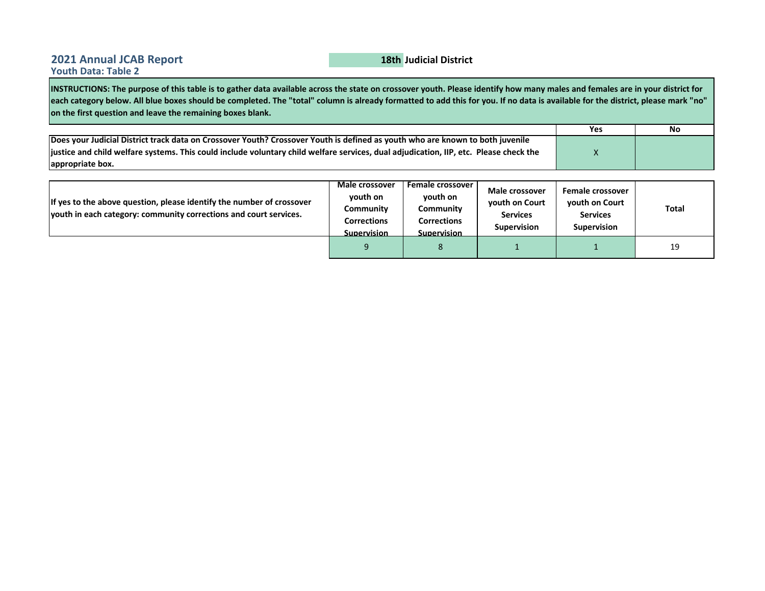## 2021 Annual JCAB Report

### Youth Data: Table 2

**18th Judicial District**

**INSTRUCTIONS: The purpose of this table is to gather data available across the state on crossover youth. Please identify how many males and females are in your district for each category below. All blue boxes should be completed. The "total" column is already formatted to add this for you. If no data is available for the district, please mark "no" on the first question and leave the remaining boxes blank.**

| | Yes | No |
|---|---|---|
| **Does your Judicial District track data on Crossover Youth? Crossover Youth is defined as youth who are known to both juvenile justice and child welfare systems. This could include voluntary child welfare services, dual adjudication, IIP, etc. Please check the appropriate box.** | X | |

| If yes to the above question, please identify the number of crossover youth in each category: community corrections and court services. | Male crossover youth on Community Corrections Supervision | Female crossover youth on Community Corrections Supervision | Male crossover youth on Court Services Supervision | Female crossover youth on Court Services Supervision | Total |
|---|---|---|---|---|---|
| | 9 | 8 | 1 | 1 | 19 |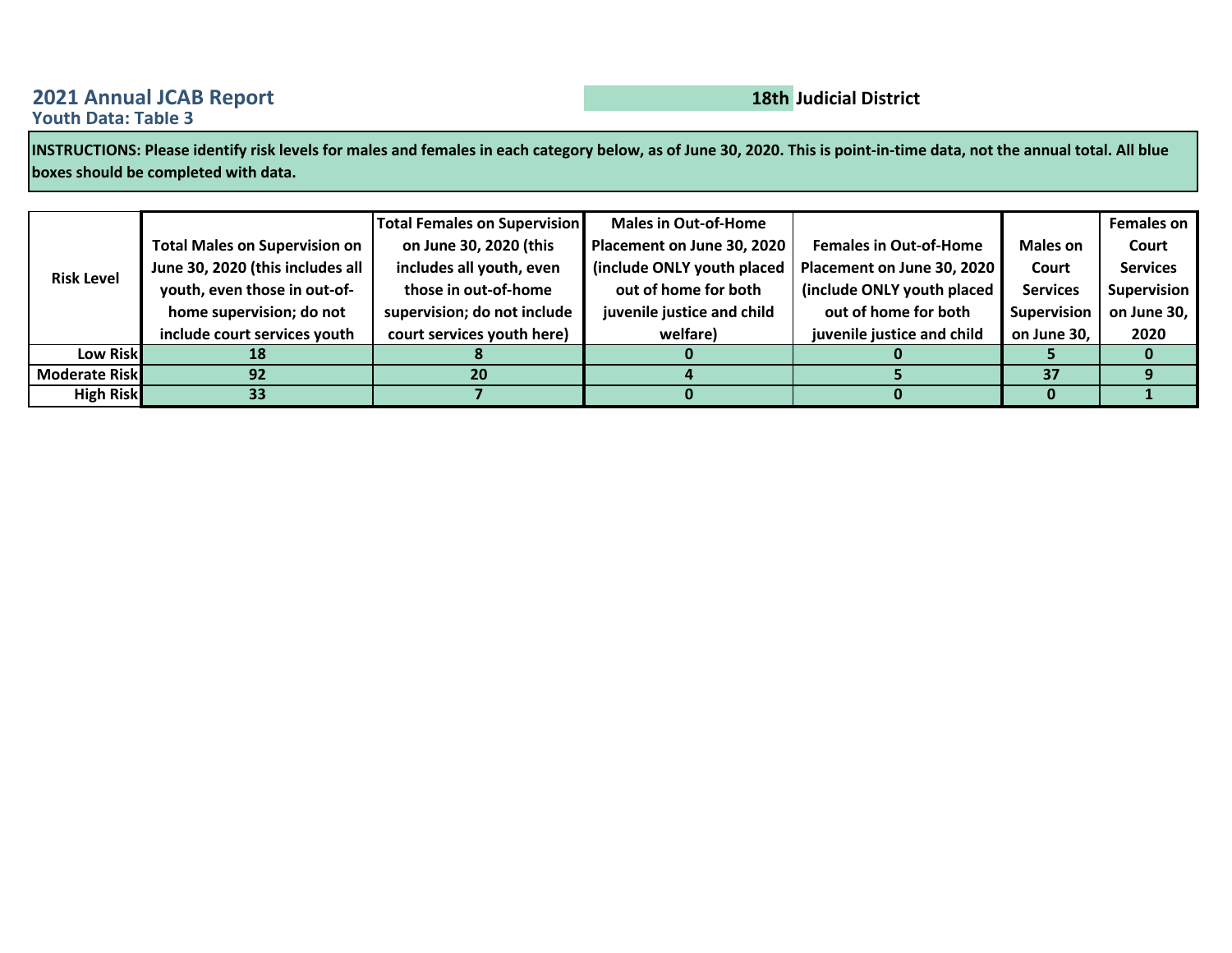## 2021 Annual JCAB Report

**18th Judicial District**

### Youth Data: Table 3

**INSTRUCTIONS: Please identify risk levels for males and females in each category below, as of June 30, 2020. This is point-in-time data, not the annual total. All blue boxes should be completed with data.**

| Risk Level | Total Males on Supervision on June 30, 2020 (this includes all youth, even those in out-of-home supervision; do not include court services youth | Total Females on Supervision on June 30, 2020 (this includes all youth, even those in out-of-home supervision; do not include court services youth here) | Males in Out-of-Home Placement on June 30, 2020 (include ONLY youth placed out of home for both juvenile justice and child welfare) | Females in Out-of-Home Placement on June 30, 2020 (include ONLY youth placed out of home for both juvenile justice and child | Males on Court Services Supervision on June 30, | Females on Court Services Supervision on June 30, 2020 |
|---|---|---|---|---|---|---|
| Low Risk | 18 | 8 | 0 | 0 | 5 | 0 |
| Moderate Risk | 92 | 20 | 4 | 5 | 37 | 9 |
| High Risk | 33 | 7 | 0 | 0 | 0 | 1 |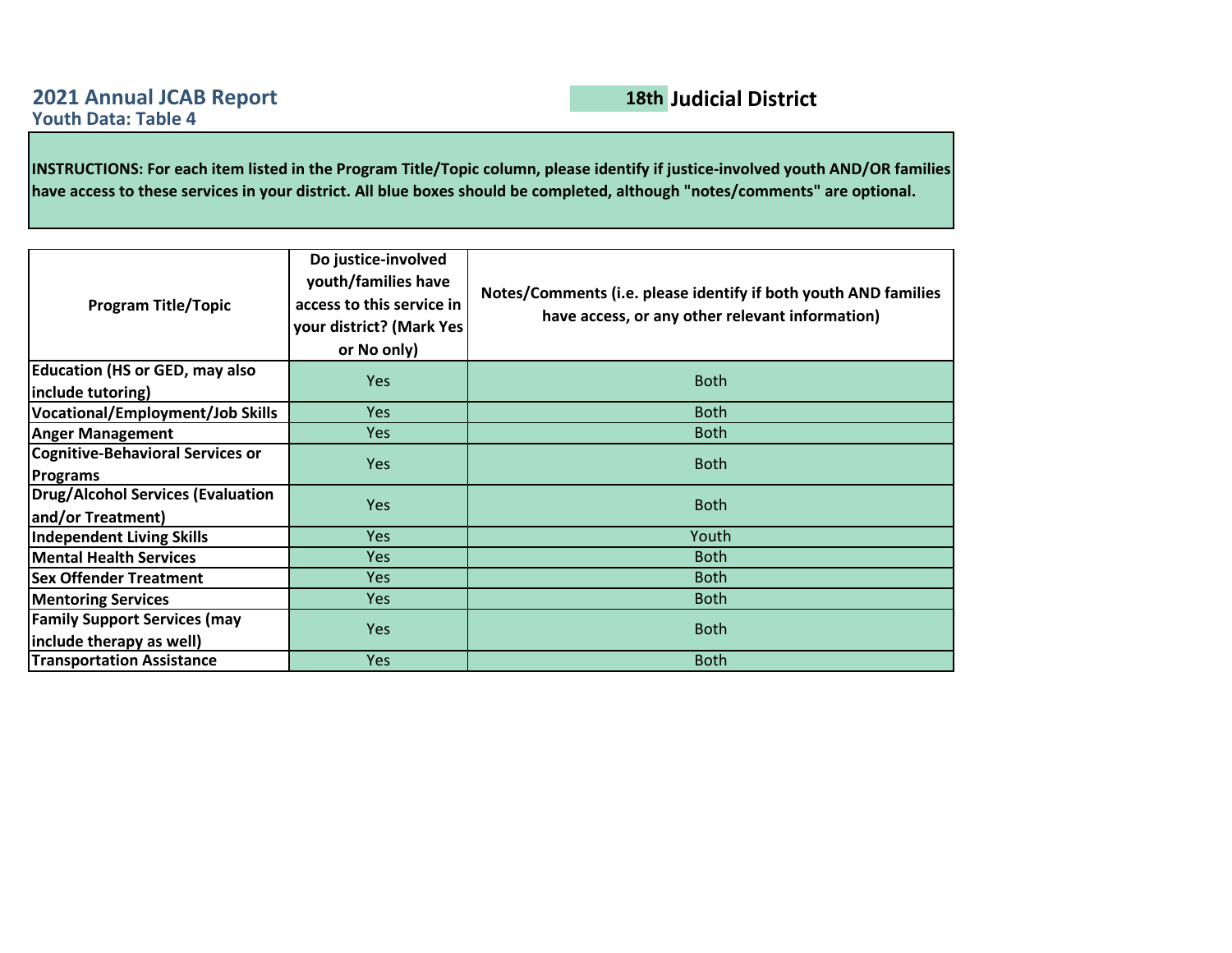## 2021 Annual JCAB Report
### Youth Data: Table 4

**18th Judicial District**

**INSTRUCTIONS: For each item listed in the Program Title/Topic column, please identify if justice-involved youth AND/OR families have access to these services in your district. All blue boxes should be completed, although "notes/comments" are optional.**

| Program Title/Topic | Do justice-involved youth/families have access to this service in your district? (Mark Yes or No only) | Notes/Comments (i.e. please identify if both youth AND families have access, or any other relevant information) |
|---|---|---|
| **Education (HS or GED, may also include tutoring)** | Yes | Both |
| **Vocational/Employment/Job Skills** | Yes | Both |
| **Anger Management** | Yes | Both |
| **Cognitive-Behavioral Services or Programs** | Yes | Both |
| **Drug/Alcohol Services (Evaluation and/or Treatment)** | Yes | Both |
| **Independent Living Skills** | Yes | Youth |
| **Mental Health Services** | Yes | Both |
| **Sex Offender Treatment** | Yes | Both |
| **Mentoring Services** | Yes | Both |
| **Family Support Services (may include therapy as well)** | Yes | Both |
| **Transportation Assistance** | Yes | Both |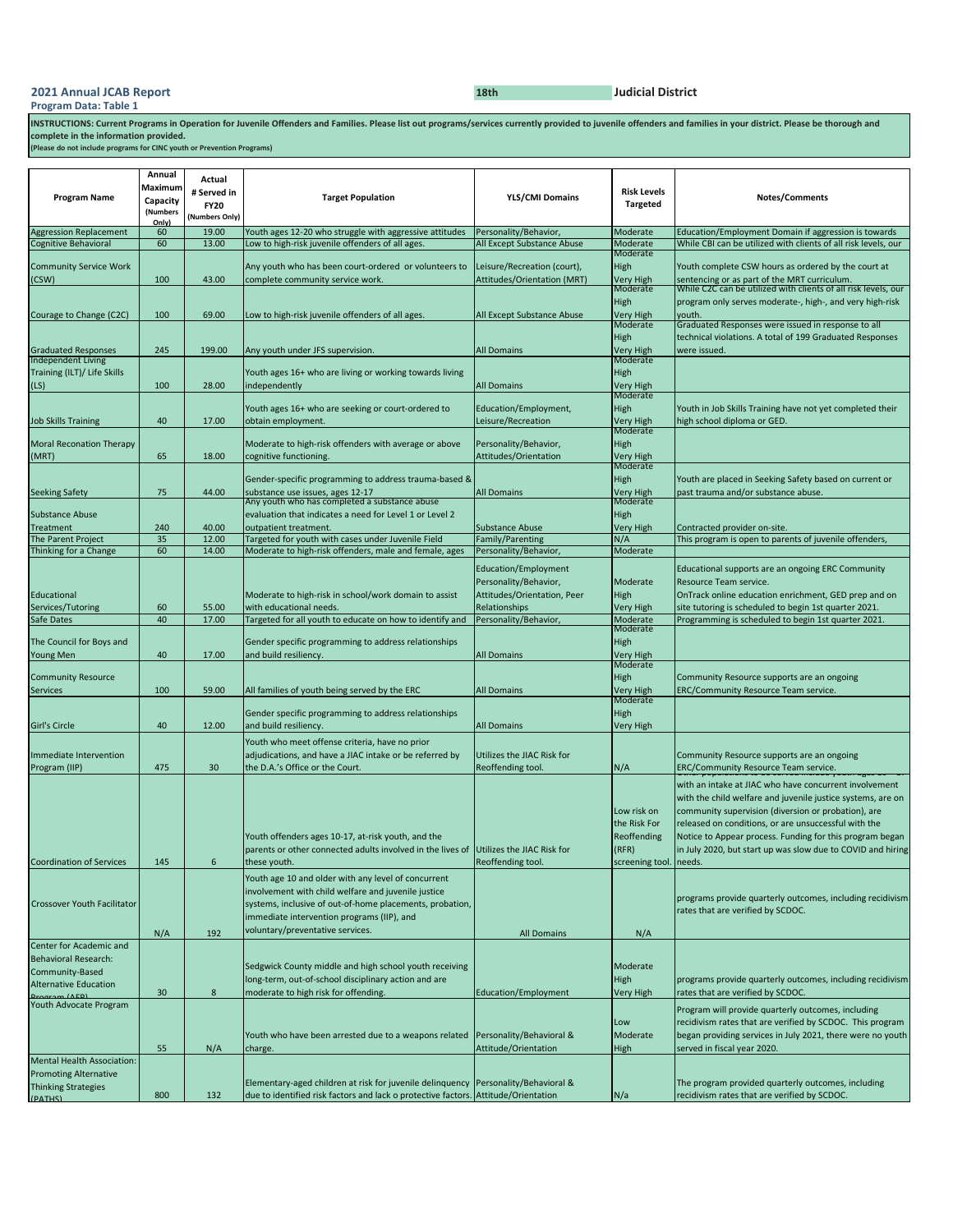**2021 Annual JCAB Report** | **18th** | **Judicial District**

**Program Data: Table 1**

**INSTRUCTIONS: Current Programs in Operation for Juvenile Offenders and Families. Please list out programs/services currently provided to juvenile offenders and families in your district. Please be thorough and complete in the information provided.**
**(Please do not include programs for CINC youth or Prevention Programs)**

| Program Name | Annual Maximum Capacity (Numbers Only) | Actual # Served in FY20 (Numbers Only) | Target Population | YLS/CMI Domains | Risk Levels Targeted | Notes/Comments |
|---|---|---|---|---|---|---|
| Aggression Replacement | 60 | 19.00 | Youth ages 12-20 who struggle with aggressive attitudes | Personality/Behavior, | Moderate | Education/Employment Domain if aggression is towards |
| Cognitive Behavioral | 60 | 13.00 | Low to high-risk juvenile offenders of all ages. | All Except Substance Abuse | Moderate | While CBI can be utilized with clients of all risk levels, our |
| Community Service Work (CSW) | 100 | 43.00 | Any youth who has been court-ordered or volunteers to complete community service work. | Leisure/Recreation (court), Attitudes/Orientation (MRT) | Moderate High Very High | Youth complete CSW hours as ordered by the court at sentencing or as part of the MRT curriculum. |
| Courage to Change (C2C) | 100 | 69.00 | Low to high-risk juvenile offenders of all ages. | All Except Substance Abuse | Moderate High Very High | While C2C can be utilized with clients of all risk levels, our program only serves moderate-, high-, and very high-risk youth. |
| Graduated Responses | 245 | 199.00 | Any youth under JFS supervision. | All Domains | Moderate High Very High | Graduated Responses were issued in response to all technical violations. A total of 199 Graduated Responses were issued. |
| Independent Living Training (ILT)/ Life Skills (LS) | 100 | 28.00 | Youth ages 16+ who are living or working towards living independently | All Domains | Moderate High Very High | |
| Job Skills Training | 40 | 17.00 | Youth ages 16+ who are seeking or court-ordered to obtain employment. | Education/Employment, Leisure/Recreation | Moderate High Very High | Youth in Job Skills Training have not yet completed their high school diploma or GED. |
| Moral Reconation Therapy (MRT) | 65 | 18.00 | Moderate to high-risk offenders with average or above cognitive functioning. | Personality/Behavior, Attitudes/Orientation | Moderate High Very High | |
| Seeking Safety | 75 | 44.00 | Gender-specific programming to address trauma-based & substance use issues, ages 12-17 | All Domains | Moderate High Very High | Youth are placed in Seeking Safety based on current or past trauma and/or substance abuse. |
| Substance Abuse Treatment | 240 | 40.00 | Any youth who has completed a substance abuse evaluation that indicates a need for Level 1 or Level 2 outpatient treatment. | Substance Abuse | Moderate High Very High | Contracted provider on-site. |
| The Parent Project | 35 | 12.00 | Targeted for youth with cases under Juvenile Field | Family/Parenting | N/A | This program is open to parents of juvenile offenders, |
| Thinking for a Change | 60 | 14.00 | Moderate to high-risk offenders, male and female, ages | Personality/Behavior, | Moderate | |
| Educational Services/Tutoring | 60 | 55.00 | Moderate to high-risk in school/work domain to assist with educational needs. | Education/Employment Personality/Behavior, Attitudes/Orientation, Peer Relationships | Moderate High Very High | Educational supports are an ongoing ERC Community Resource Team service. OnTrack online education enrichment, GED prep and on site tutoring is scheduled to begin 1st quarter 2021. |
| Safe Dates | 40 | 17.00 | Targeted for all youth to educate on how to identify and | Personality/Behavior, | Moderate | Programming is scheduled to begin 1st quarter 2021. |
| The Council for Boys and Young Men | 40 | 17.00 | Gender specific programming to address relationships and build resiliency. | All Domains | Moderate High Very High | |
| Community Resource Services | 100 | 59.00 | All families of youth being served by the ERC | All Domains | Moderate High Very High | Community Resource supports are an ongoing ERC/Community Resource Team service. |
| Girl's Circle | 40 | 12.00 | Gender specific programming to address relationships and build resiliency. | All Domains | Moderate High Very High | |
| Immediate Intervention Program (IIP) | 475 | 30 | Youth who meet offense criteria, have no prior adjudications, and have a JIAC intake or be referred by the D.A.'s Office or the Court. | Utilizes the JIAC Risk for Reoffending tool. | N/A | Community Resource supports are an ongoing ERC/Community Resource Team service. |
| Coordination of Services | 145 | 6 | Youth offenders ages 10-17, at-risk youth, and the parents or other connected adults involved in the lives of these youth. | Utilizes the JIAC Risk for Reoffending tool. | Low risk on the Risk For Reoffending (RFR) screening tool. | with an intake at JIAC who have concurrent involvement with the child welfare and juvenile justice systems, are on community supervision (diversion or probation), are released on conditions, or are unsuccessful with the Notice to Appear process. Funding for this program began in July 2020, but start up was slow due to COVID and hiring needs. |
| Crossover Youth Facilitator | N/A | 192 | Youth age 10 and older with any level of concurrent involvement with child welfare and juvenile justice systems, inclusive of out-of-home placements, probation, immediate intervention programs (IIP), and voluntary/preventative services. | All Domains | N/A | programs provide quarterly outcomes, including recidivism rates that are verified by SCDOC. |
| Center for Academic and Behavioral Research: Community-Based Alternative Education Program (AEP) | 30 | 8 | Sedgwick County middle and high school youth receiving long-term, out-of-school disciplinary action and are moderate to high risk for offending. | Education/Employment | Moderate High Very High | programs provide quarterly outcomes, including recidivism rates that are verified by SCDOC. |
| Youth Advocate Program | 55 | N/A | Youth who have been arrested due to a weapons related charge. | Personality/Behavioral & Attitude/Orientation | Low Moderate High | Program will provide quarterly outcomes, including recidivism rates that are verified by SCDOC. This program began providing services in July 2021, there were no youth served in fiscal year 2020. |
| Mental Health Association: Promoting Alternative Thinking Strategies (PATHS) | 800 | 132 | Elementary-aged children at risk for juvenile delinquency due to identified risk factors and lack o protective factors. | Personality/Behavioral & Attitude/Orientation | N/a | The program provided quarterly outcomes, including recidivism rates that are verified by SCDOC. |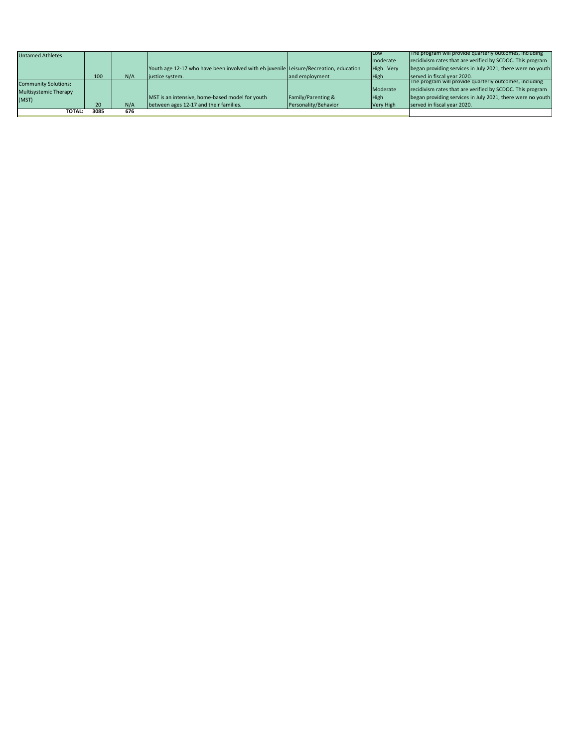| | | | | | | |
|---|---|---|---|---|---|---|
| Untamed Athletes | 100 | N/A | Youth age 12-17 who have been involved with eh juvenile justice system. | Leisure/Recreation, education and employment | Low moderate High Very High | The program will provide quarterly outcomes, including recidivism rates that are verified by SCDOC. This program began providing services in July 2021, there were no youth served in fiscal year 2020. |
| Community Solutions: Multisystemic Therapy (MST) | 20 | N/A | MST is an intensive, home-based model for youth between ages 12-17 and their families. | Family/Parenting & Personality/Behavior | Moderate High Very High | The program will provide quarterly outcomes, including recidivism rates that are verified by SCDOC. This program began providing services in July 2021, there were no youth served in fiscal year 2020. |
| **TOTAL:** | **3085** | **676** | | | | |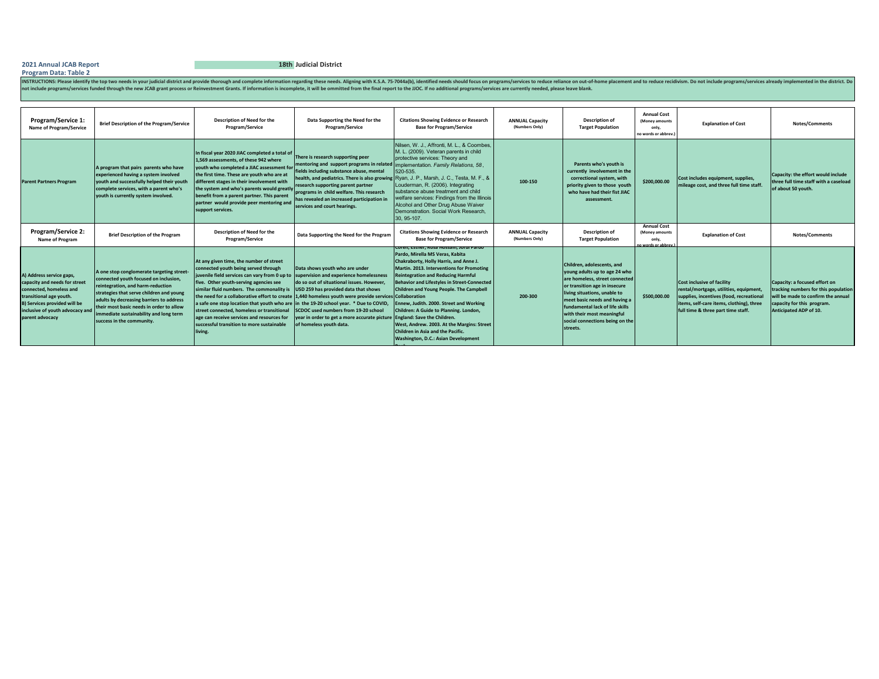**2021 Annual JCAB Report** **18th Judicial District**

**Program Data: Table 2**

INSTRUCTIONS: Please identify the top two needs in your judicial district and provide thorough and complete information regarding these needs. Aligning with K.S.A. 75-7044a(b), identified needs should focus on programs/services to reduce reliance on out-of-home placement and to reduce recidivism. Do not include programs/services already implemented in the district. Do not include programs/services funded through the new JCAB grant process or Reinvestment Grants. If information is incomplete, it will be ommitted from the final report to the JJOC. If no additional programs/services are currently needed, please leave blank.

| Program/Service 1: Name of Program/Service | Brief Description of the Program/Service | Description of Need for the Program/Service | Data Supporting the Need for the Program/Service | Citations Showing Evidence or Research Base for Program/Service | ANNUAL Capacity (Numbers Only) | Description of Target Population | Annual Cost (Money amounts only, no words or abbrev.) | Explanation of Cost | Notes/Comments |
|---|---|---|---|---|---|---|---|---|---|
| Parent Partners Program | A program that pairs parents who have experienced having a system involved youth and successfully helped their youth complete services, with a parent who's youth is currently system involved. | In fiscal year 2020 JIAC completed a total of 1,569 assessments, of these 942 where youth who completed a JIAC assessment for the first time. These are youth who are at different stages in their involvement with the system and who's parents would greatly benefit from a parent partner. This parent partner would provide peer mentoring and support services. | There is research supporting peer mentoring and support programs in related fields including substance abuse, mental health, and pediatrics. There is also growing research supporting parent partner programs in child welfare. This research has revealed an increased participation in services and court hearings. | Nilsen, W. J., Affronti, M. L., & Coombes, M. L. (2009). Veteran parents in child protective services: Theory and implementation. *Family Relations, 58*, 520-535. Ryan, J. P., Marsh, J. C., Testa, M. F., & Louderman, R. (2006). Integrating substance abuse treatment and child welfare services: Findings from the Illinois Alcohol and Other Drug Abuse Waiver Demonstration. Social Work Research, 30, 95-107. | 100-150 | Parents who's youth is currently involvement in the correctional system, with priority given to those youth who have had their fist JIAC assessment. | $200,000.00 | Cost includes equipment, supplies, mileage cost, and three full time staff. | Capacity: the effort would include three full time staff with a caseload of about 50 youth. |
| **Program/Service 2: Name of Program** | **Brief Description of the Program** | **Description of Need for the Program/Service** | **Data Supporting the Need for the Program** | **Citations Showing Evidence or Research Base for Program/Service** | **ANNUAL Capacity (Numbers Only)** | **Description of Target Population** | **Annual Cost (Money amounts only, no words or abbrev.)** | **Explanation of Cost** | **Notes/Comments** |
| A) Address service gaps, capacity and needs for street connected, homeless and transitional age youth. B) Services provided will be inclusive of youth advocacy and parent advocacy | A one stop conglomerate targeting street-connected youth focused on inclusion, reintegration, and harm-reduction strategies that serve children and young adults by decreasing barriers to address their most basic needs in order to allow immediate sustainability and long term success in the community. | At any given time, the number of street connected youth being served through juvenile field services can vary from 0 up to five. Other youth-serving agencies see similar fluid numbers. The commonality is the need for a collaborative effort to create a safe one stop location that youth who are street connected, homeless or transitional age can receive services and resources for successful transition to more sustainable living. | Data shows youth who are under supervision and experience homelessness do so out of situational issues. However, USD 259 has provided data that shows 1,440 homeless youth were provide services in the 19-20 school year. * Due to COVID, SCDOC used numbers from 19-20 school year in order to get a more accurate picture of homeless youth data. | Coren, Esther, Rosa Hossain, Jordi Pardo Pardo, Mirella MS Veras, Kabita Chakraborty, Holly Harris, and Anne J. Martin. 2013. Interventions for Promoting Reintegration and Reducing Harmful Behavior and Lifestyles in Street-Connected Children and Young People. The Campbell Collaboration Ennew, Judith. 2000. Street and Working Children: A Guide to Planning. London, England: Save the Children. West, Andrew. 2003. At the Margins: Street Children in Asia and the Pacific. Washington, D.C.: Asian Development Bank | 200-300 | Children, adolescents, and young adults up to age 24 who are homeless, street connected or transition age in insecure living situations, unable to meet basic needs and having a fundamental lack of life skills with their most meaningful social connections being on the streets. | $500,000.00 | Cost inclusive of facility rental/mortgage, utilities, equipment, supplies, incentives (food, recreational items, self-care items, clothing), three full time & three part time staff. | Capacity: a focused effort on tracking numbers for this population will be made to confirm the annual capacity for this program. Anticipated ADP of 10. |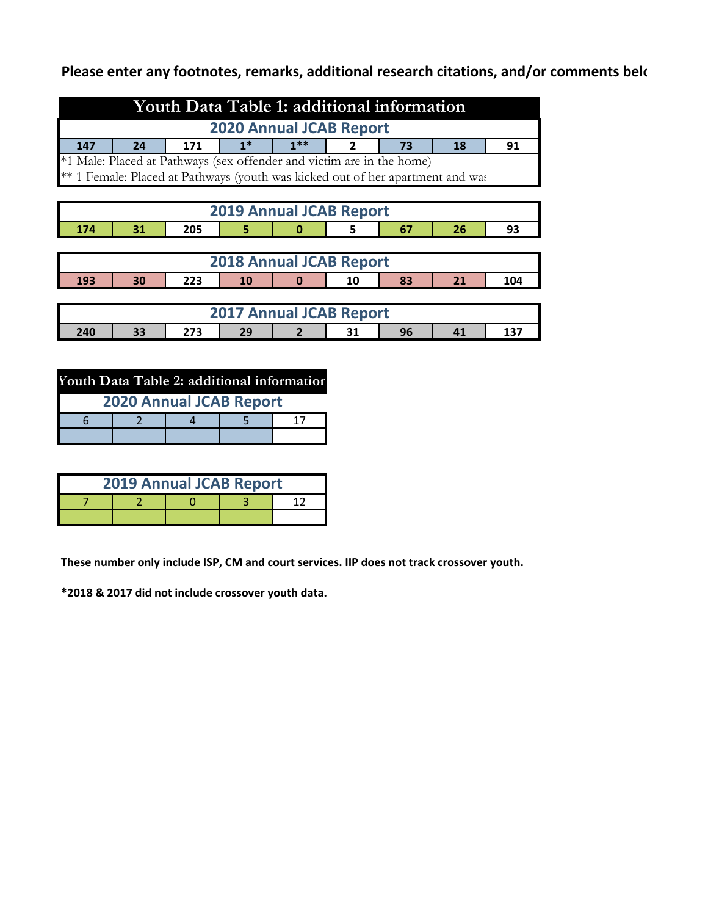**Please enter any footnotes, remarks, additional research citations, and/or comments belo**

## Youth Data Table 1: additional information

**2020 Annual JCAB Report**

| | | | | | | | | |
|---|---|---|---|---|---|---|---|---|
| 147 | 24 | 171 | 1* | 1** | 2 | 73 | 18 | 91 |

*1 Male: Placed at Pathways (sex offender and victim are in the home)
** 1 Female: Placed at Pathways (youth was kicked out of her apartment and was

**2019 Annual JCAB Report**

| | | | | | | | | |
|---|---|---|---|---|---|---|---|---|
| 174 | 31 | 205 | 5 | 0 | 5 | 67 | 26 | 93 |

**2018 Annual JCAB Report**

| | | | | | | | | |
|---|---|---|---|---|---|---|---|---|
| 193 | 30 | 223 | 10 | 0 | 10 | 83 | 21 | 104 |

**2017 Annual JCAB Report**

| | | | | | | | | |
|---|---|---|---|---|---|---|---|---|
| 240 | 33 | 273 | 29 | 2 | 31 | 96 | 41 | 137 |

## Youth Data Table 2: additional informatior

**2020 Annual JCAB Report**

| | | | | |
|---|---|---|---|---|
| 6 | 2 | 4 | 5 | 17 |
| | | | | |

**2019 Annual JCAB Report**

| | | | | |
|---|---|---|---|---|
| 7 | 2 | 0 | 3 | 12 |
| | | | | |

**These number only include ISP, CM and court services. IIP does not track crossover youth.**

***2018 & 2017 did not include crossover youth data.**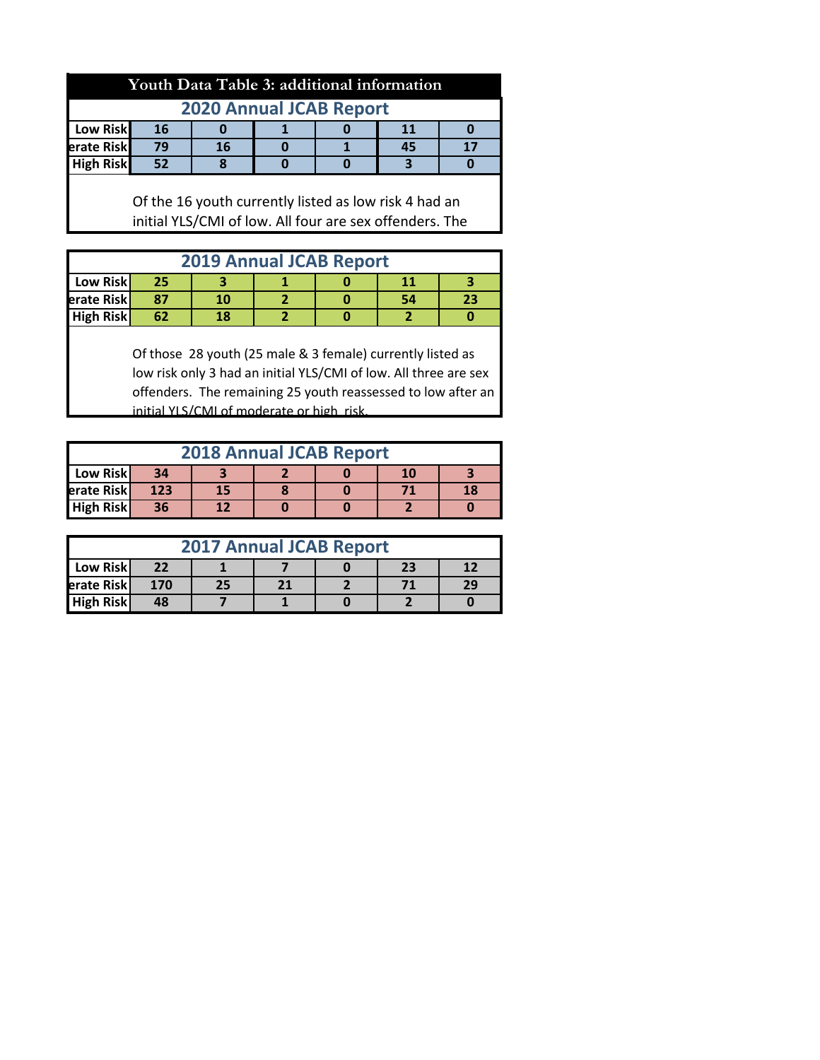# Youth Data Table 3: additional information

## 2020 Annual JCAB Report

| | | | | | | |
|---|---|---|---|---|---|---|
| Low Risk | 16 | 0 | 1 | 0 | 11 | 0 |
| erate Risk | 79 | 16 | 0 | 1 | 45 | 17 |
| High Risk | 52 | 8 | 0 | 0 | 3 | 0 |

Of the 16 youth currently listed as low risk 4 had an initial YLS/CMI of low. All four are sex offenders. The

## 2019 Annual JCAB Report

| | | | | | | |
|---|---|---|---|---|---|---|
| Low Risk | 25 | 3 | 1 | 0 | 11 | 3 |
| erate Risk | 87 | 10 | 2 | 0 | 54 | 23 |
| High Risk | 62 | 18 | 2 | 0 | 2 | 0 |

Of those 28 youth (25 male & 3 female) currently listed as low risk only 3 had an initial YLS/CMI of low. All three are sex offenders. The remaining 25 youth reassessed to low after an initial YLS/CMI of moderate or high risk.

## 2018 Annual JCAB Report

| | | | | | | |
|---|---|---|---|---|---|---|
| Low Risk | 34 | 3 | 2 | 0 | 10 | 3 |
| erate Risk | 123 | 15 | 8 | 0 | 71 | 18 |
| High Risk | 36 | 12 | 0 | 0 | 2 | 0 |

## 2017 Annual JCAB Report

| | | | | | | |
|---|---|---|---|---|---|---|
| Low Risk | 22 | 1 | 7 | 0 | 23 | 12 |
| erate Risk | 170 | 25 | 21 | 2 | 71 | 29 |
| High Risk | 48 | 7 | 1 | 0 | 2 | 0 |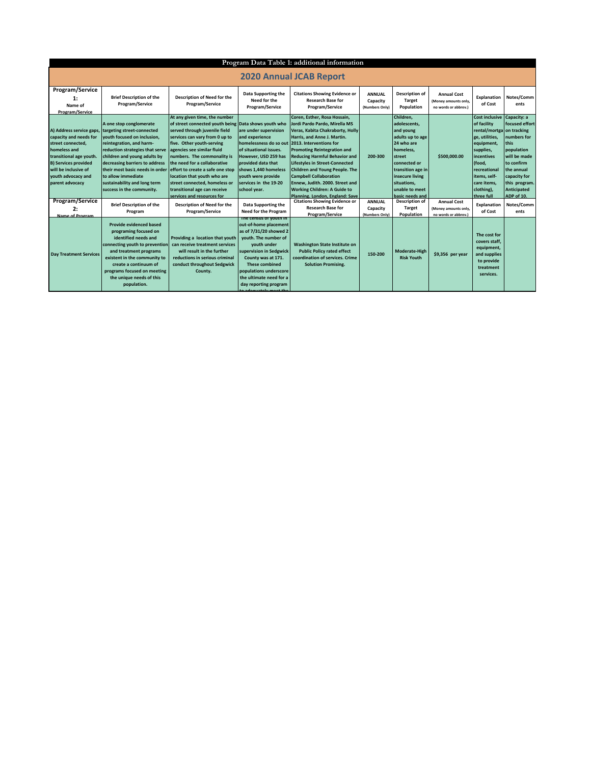# Program Data Table 1: additional information

## 2020 Annual JCAB Report

| Program/Service 1: Name of Program/Service | Brief Description of the Program/Service | Description of Need for the Program/Service | Data Supporting the Need for the Program/Service | Citations Showing Evidence or Research Base for Program/Service | ANNUAL Capacity (Numbers Only) | Description of Target Population | Annual Cost (Money amounts only, no words or abbrev.) | Explanation of Cost | Notes/Comments |
|---|---|---|---|---|---|---|---|---|---|
| A) Address service gaps, capacity and needs for street connected, homeless and transitional age youth. B) Services provided will be inclusive of youth advocacy and parent advocacy | A one stop conglomerate targeting street-connected youth focused on inclusion, reintegration, and harm-reduction strategies that serve children and young adults by decreasing barriers to address their most basic needs in order to allow immediate sustainability and long term success in the community. | At any given time, the number of street connected youth being served through juvenile field services can vary from 0 up to five. Other youth-serving agencies see similar fluid numbers. The commonality is the need for a collaborative effort to create a safe one stop location that youth who are street connected, homeless or transitional age can receive services and resources for | Data shows youth who are under supervision and experience homelessness do so out of situational issues. However, USD 259 has provided data that shows 1,440 homeless youth were provide services in the 19-20 school year. | Coren, Esther, Rosa Hossain, Jordi Pardo Pardo, Mirella MS Veras, Kabita Chakraborty, Holly Harris, and Anne J. Martin. 2013. Interventions for Promoting Reintegration and Reducing Harmful Behavior and Lifestyles in Street-Connected Children and Young People. The Campbell Collaboration Ennew, Judith. 2000. Street and Working Children: A Guide to Planning. London, England: Save | 200-300 | Children, adolescents, and young adults up to age 24 who are homeless, street connected or transition age in insecure living situations, unable to meet basic needs and | $500,000.00 | Cost inclusive of facility rental/mortgage, utilities, equipment, supplies, incentives (food, recreational items, self-care items, clothing), three full | Capacity: a focused effort on tracking numbers for this population will be made to confirm the annual capacity for this program. Anticipated ADP of 10. |
| **Program/Service 2: Name of Program** | **Brief Description of the Program** | **Description of Need for the Program/Service** | **Data Supporting the Need for the Program** | **Citations Showing Evidence or Research Base for Program/Service** | **ANNUAL Capacity (Numbers Only)** | **Description of Target Population** | **Annual Cost (Money amounts only, no words or abbrev.)** | **Explanation of Cost** | **Notes/Comments** |
| Day Treatment Services | Provide evidenced based programing focused on identified needs and connecting youth to prevention and treatment programs existent in the community to create a continuum of programs focused on meeting the unique needs of this population. | Providing a location that youth can receive treatment services will result in the further reductions in serious criminal conduct throughout Sedgwick County. | The census of youth in out-of-home placement as of 7/31/20 showed 2 youth. The number of youth under supervision in Sedgwick County was at 171. These combined populations underscore the ultimate need for a day reporting program to adequately meet the | Washington State Institute on Public Policy rated effect coordination of services. Crime Solution Promising. | 150-200 | Moderate-High Risk Youth | $9,356 per year | The cost for covers staff, equipment, and supplies to provide treatment services. | |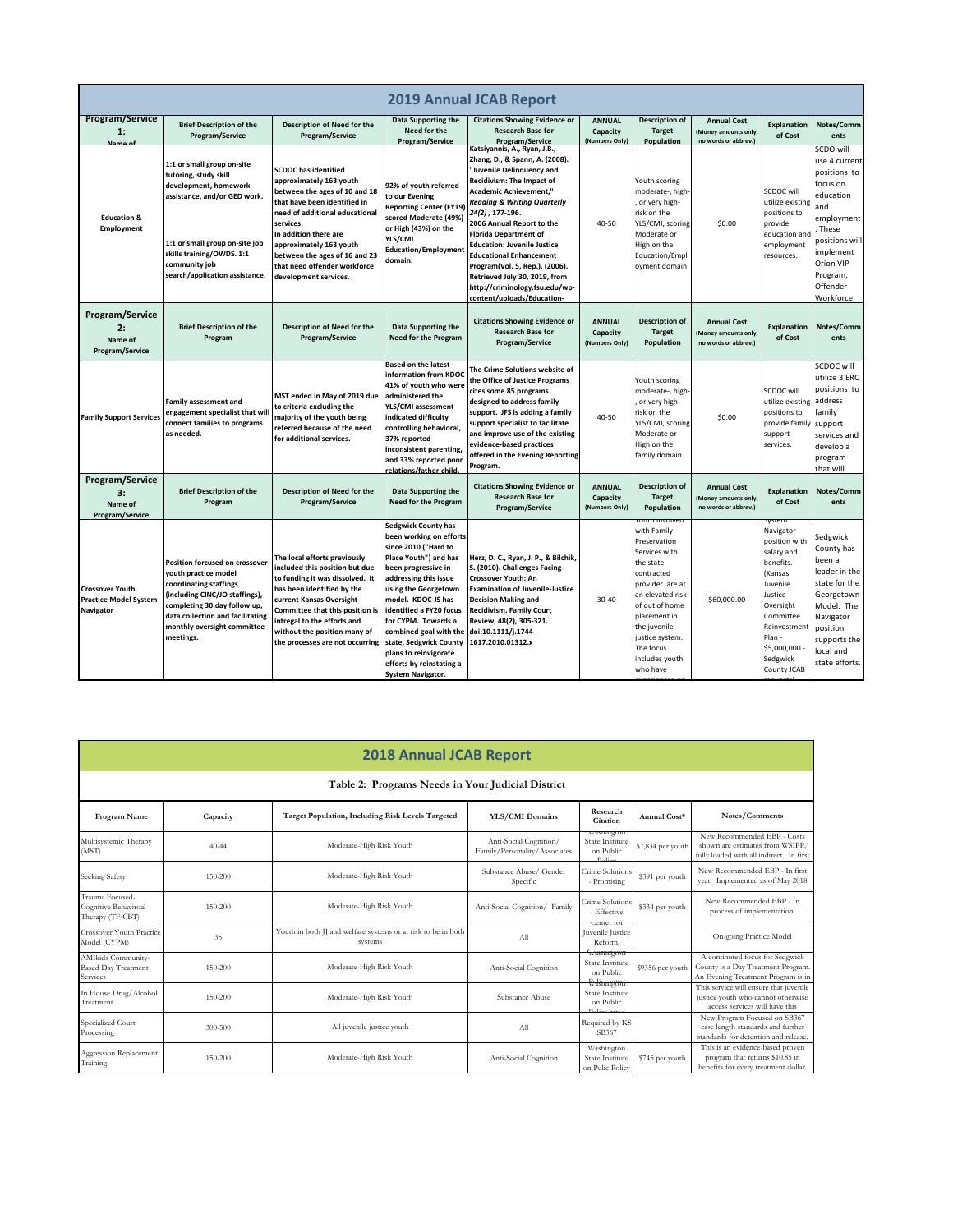## 2019 Annual JCAB Report

| Program/Service 1: Name of | Brief Description of the Program/Service | Description of Need for the Program/Service | Data Supporting the Need for the Program/Service | Citations Showing Evidence or Research Base for Program/Service | ANNUAL Capacity (Numbers Only) | Description of Target Population | Annual Cost (Money amounts only, no words or abbrev.) | Explanation of Cost | Notes/Comments |
|---|---|---|---|---|---|---|---|---|---|
| Education & Employment | 1:1 or small group on-site tutoring, study skill development, homework assistance, and/or GED work. 1:1 or small group on-site job skills training/OWDS. 1:1 community job search/application assistance. | SCDOC has identified approximately 163 youth between the ages of 10 and 18 that have been identified in need of additional educational services. In addition there are approximately 163 youth between the ages of 16 and 23 that need offender workforce development services. | 92% of youth referred to our Evening Reporting Center (FY19) scored Moderate (49%) or High (43%) on the YLS/CMI Education/Employment domain. | Katsiyannis, A., Ryan, J.B., Zhang, D., & Spann, A. (2008). "Juvenile Delinquency and Recidivism: The Impact of Academic Achievement," *Reading & Writing Quarterly 24(2)*, 177-196. 2006 Annual Report to the Florida Department of Education: Juvenile Justice Educational Enhancement Program(Vol. 5, Rep.). (2006). Retrieved July 30, 2019, from http://criminology.fsu.edu/wp-content/uploads/Education- | 40-50 | Youth scoring moderate-, high-, or very high-risk on the YLS/CMI, scoring Moderate or High on the Education/Employment domain. | $0.00 | SCDOC will utilize existing positions to provide education and employment resources. | SCDO will use 4 current positions to focus on education and employment. These positions will implement Orion VIP Program, Offender Workforce |

| Program/Service 2: Name of Program/Service | Brief Description of the Program | Description of Need for the Program/Service | Data Supporting the Need for the Program | Citations Showing Evidence or Research Base for Program/Service | ANNUAL Capacity (Numbers Only) | Description of Target Population | Annual Cost (Money amounts only, no words or abbrev.) | Explanation of Cost | Notes/Comments |
|---|---|---|---|---|---|---|---|---|---|
| Family Support Services | Family assessment and engagement specialist that will connect families to programs as needed. | MST ended in May of 2019 due to criteria excluding the majority of the youth being referred because of the need for additional services. | Based on the latest information from KDOC 41% of youth who were administered the YLS/CMI assessment indicated difficulty controlling behavioral, 37% reported inconsistent parenting, and 33% reported poor relations/father-child. | The Crime Solutions website of the Office of Justice Programs cites some 85 programs designed to address family support. JFS is adding a family support specialist to facilitate and improve use of the existing evidence-based practices offered in the Evening Reporting Program. | 40-50 | Youth scoring moderate-, high-, or very high-risk on the YLS/CMI, scoring Moderate or High on the family domain. | $0.00 | SCDOC will utilize existing positions to provide family support services. | SCDOC will utilize 3 ERC positions to address family support services and develop a program that will |

| Program/Service 3: Name of Program/Service | Brief Description of the Program | Description of Need for the Program/Service | Data Supporting the Need for the Program | Citations Showing Evidence or Research Base for Program/Service | ANNUAL Capacity (Numbers Only) | Description of Target Population | Annual Cost (Money amounts only, no words or abbrev.) | Explanation of Cost | Notes/Comments |
|---|---|---|---|---|---|---|---|---|---|
| Crossover Youth Practice Model System Navigator | Position focused on crossover youth practice model coordinating staffings (including CINC/JO staffings), completing 30 day follow up, data collection and facilitating monthly oversight committee meetings. | The local efforts previously included this position but due to funding it was dissolved. It has been identified by the current Kansas Oversight Committee that this position is intregal to the efforts and without the position many of the processes are not occurring. | Sedgwick County has been working on efforts since 2010 ("Hard to Place Youth") and has been progressive in addressing this issue using the Georgetown model. KDOC-JS has identified a FY20 focus for CYPM. Towards a combined goal with the state, Sedgwick County plans to reinvigorate efforts by reinstating a System Navigator. | Herz, D. C., Ryan, J. P., & Bilchik, S. (2010). Challenges Facing Crossover Youth: An Examination of Juvenile-Justice Decision Making and Recidivism. Family Court Review, 48(2), 305-321. doi:10.1111/j.1744-1617.2010.01312.x | 30-40 | Youth involved with Family Preservation Services with the state contracted provider are at an elevated risk of out of home placement in the juvenile justice system. The focus includes youth who have | $60,000.00 | System Navigator position with salary and benefits. (Kansas Juvenile Justice Oversight Committee Reinvestment Plan - $5,000,000 - Sedgwick County JCAB | Sedgwick County has been a leader in the state for the Georgetown Model. The Navigator position supports the local and state efforts. |

## 2018 Annual JCAB Report

### Table 2: Programs Needs in Your Judicial District

| Program Name | Capacity | Target Population, Including Risk Levels Targeted | YLS/CMI Domains | Research Citation | Annual Cost* | Notes/Comments |
|---|---|---|---|---|---|---|
| Multisystemic Therapy (MST) | 40-44 | Moderate-High Risk Youth | Anti-Social Cognition/ Family/Personality/Associates | Washington State Institute on Public Policy | $7,834 per youth | New Recommended EBP - Costs shown are estimates from WSIPP, fully loaded with all indirect. In first |
| Seeking Safety | 150-200 | Moderate-High Risk Youth | Substance Abuse/ Gender Specific | Crime Solutions - Promising | $391 per youth | New Recommended EBP - In first year. Implemented as of May 2018 |
| Trauma Focused-Cognitive Behavioral Therapy (TF-CBT) | 150-200 | Moderate-High Risk Youth | Anti-Social Cognition/ Family | Crime Solutions - Effective | $334 per youth | New Recommended EBP - In process of implementation. |
| Crossover Youth Practice Model (CYPM) | 35 | Youth in both JJ and welfare systems or at risk to be in both systems | All | Center for Juvenile Justice Reform, | | On-going Practice Model |
| AMIkids Community-Based Day Treatment Services | 150-200 | Moderate-High Risk Youth | Anti-Social Cognition | Washington State Institute on Public Policy | $9356 per youth | A continued focus for Sedgwick County is a Day Treatment Program. An Evening Treatment Program is in |
| In House Drug/Alcohol Treatment | 150-200 | Moderate-High Risk Youth | Substance Abuse | Washington State Institute on Public Policy | | This service will ensure that juvenile justice youth who cannot otherwise access services will have this |
| Specialized Court Processing | 300-500 | All juvenile justice youth | All | Required by KS SB367 | | New Program Focused on SB367 case length standards and further standards for detention and release. |
| Aggression Replacement Training | 150-200 | Moderate-High Risk Youth | Anti-Social Cognition | Washington State Institute on Pulic Policy | $745 per youth | This is an evidence-based proven program that returns $10.85 in benefits for every treatment dollar. |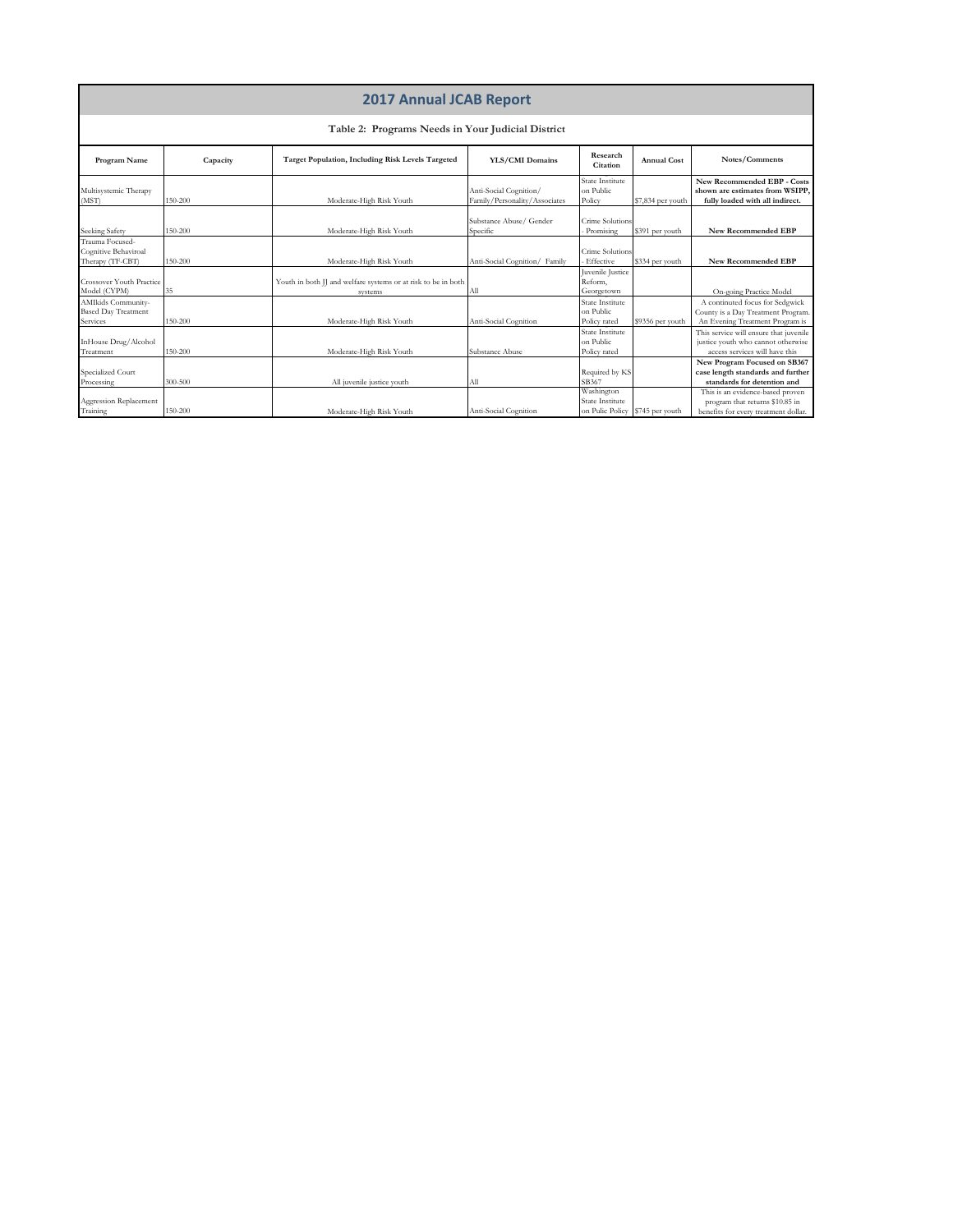## 2017 Annual JCAB Report

### Table 2: Programs Needs in Your Judicial District

| Program Name | Capacity | Target Population, Including Risk Levels Targeted | YLS/CMI Domains | Research Citation | Annual Cost | Notes/Comments |
|---|---|---|---|---|---|---|
| Multisystemic Therapy (MST) | 150-200 | Moderate-High Risk Youth | Anti-Social Cognition/ Family/Personality/Associates | State Institute on Public Policy | $7,834 per youth | **New Recommended EBP - Costs shown are estimates from WSIPP, fully loaded with all indirect.** |
| Seeking Safety | 150-200 | Moderate-High Risk Youth | Substance Abuse/ Gender Specific | Crime Solutions - Promising | $391 per youth | **New Recommended EBP** |
| Trauma Focused-Cognitive Behaviroal Therapy (TF-CBT) | 150-200 | Moderate-High Risk Youth | Anti-Social Cognition/ Family | Crime Solutions - Effective | $334 per youth | **New Recommended EBP** |
| Crossover Youth Practice Model (CYPM) | 35 | Youth in both JJ and welfare systems or at risk to be in both systems | All | Juvenile Justice Reform, Georgetown | | On-going Practice Model |
| AMIkids Community-Based Day Treatment Services | 150-200 | Moderate-High Risk Youth | Anti-Social Cognition | State Institute on Public Policy rated | $9356 per youth | A continuted focus for Sedgwick County is a Day Treatment Program. An Evening Treatment Program is |
| InHouse Drug/Alcohol Treatment | 150-200 | Moderate-High Risk Youth | Substance Abuse | State Institute on Public Policy rated | | This service will ensure that juvenile justice youth who cannot otherwise access services will have this |
| Specialized Court Processing | 300-500 | All juvenile justice youth | All | Required by KS SB367 | | **New Program Focused on SB367 case length standards and further standards for detention and** |
| Aggression Replacement Training | 150-200 | Moderate-High Risk Youth | Anti-Social Cognition | Washington State Institute on Pulic Policy | $745 per youth | This is an evidence-based proven program that returns $10.85 in benefits for every treatment dollar. |